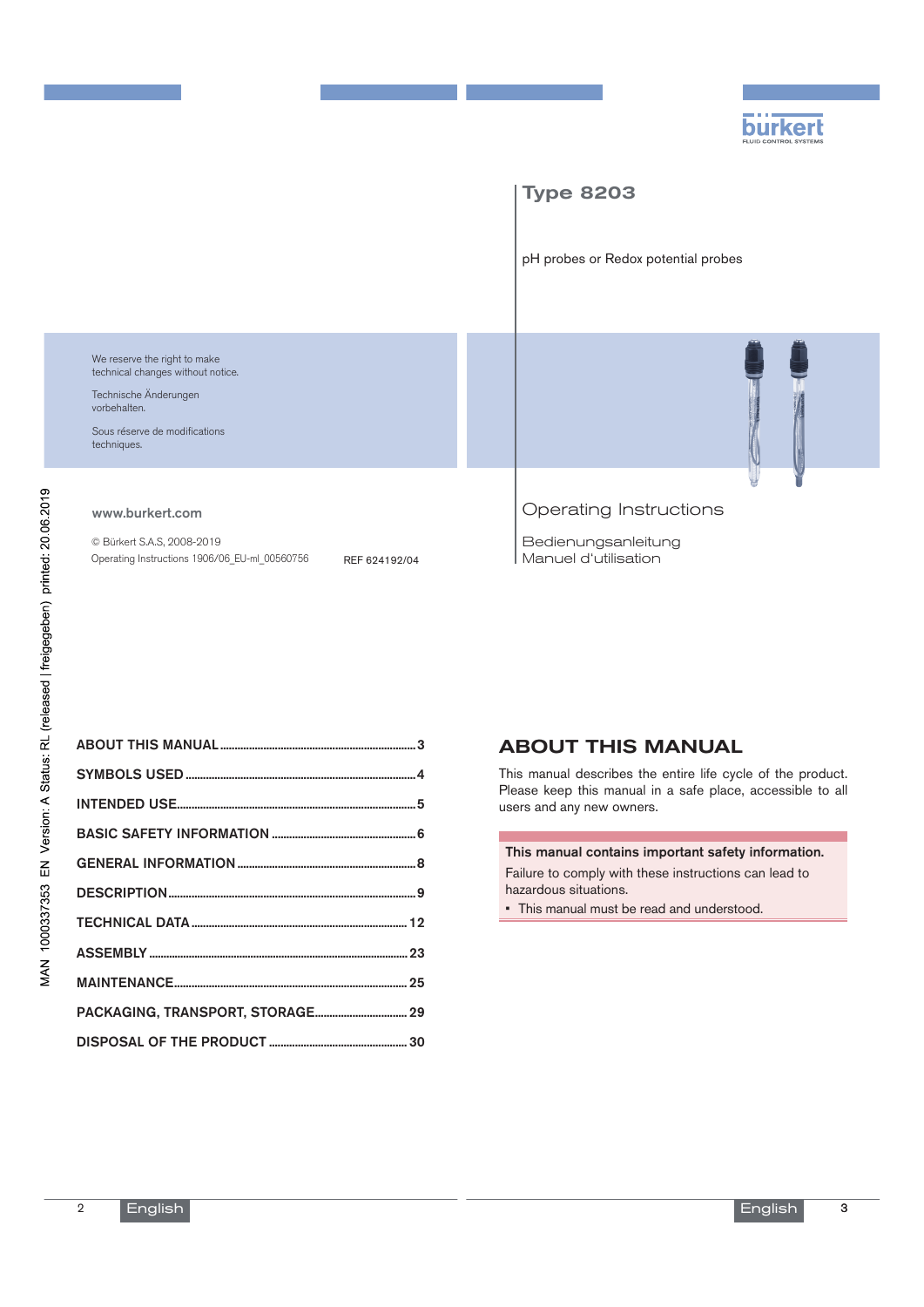# Type 8203

pH probes or Redox potential probes

We reserve the right to make technical changes without notice.

Technische Änderungen vorbehalten.

Sous réserve de modifications techniques.

Operating Instructions

Bedienungsanleitung
Manuel d'utilisation

www.burkert.com

© Bürkert S.A.S, 2008-2019
Operating Instructions 1906/06_EU-ml_00560756 REF 624192/04

MAN 1000337353 EN Version: A Status: RL (released | freigegeben) printed: 20.06.2019

- ABOUT THIS MANUAL ........ 3
- SYMBOLS USED ........ 4
- INTENDED USE ........ 5
- BASIC SAFETY INFORMATION ........ 6
- GENERAL INFORMATION ........ 8
- DESCRIPTION ........ 9
- TECHNICAL DATA ........ 12
- ASSEMBLY ........ 23
- MAINTENANCE ........ 25
- PACKAGING, TRANSPORT, STORAGE ........ 29
- DISPOSAL OF THE PRODUCT ........ 30

## ABOUT THIS MANUAL

This manual describes the entire life cycle of the product. Please keep this manual in a safe place, accessible to all users and any new owners.

**This manual contains important safety information.**

Failure to comply with these instructions can lead to hazardous situations.

- This manual must be read and understood.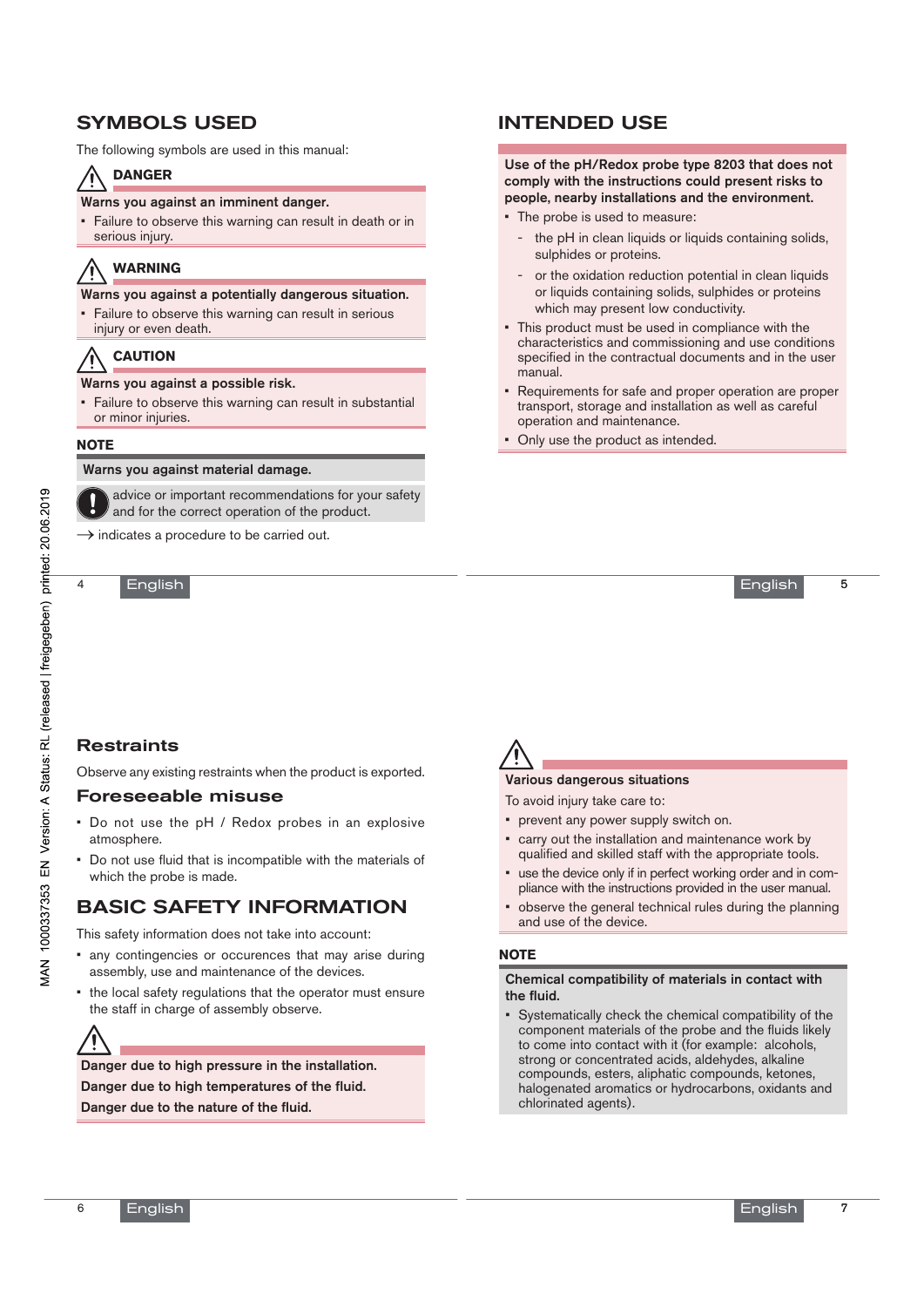## SYMBOLS USED

The following symbols are used in this manual:

**DANGER**

**Warns you against an imminent danger.**

- Failure to observe this warning can result in death or in serious injury.

**WARNING**

**Warns you against a potentially dangerous situation.**

- Failure to observe this warning can result in serious injury or even death.

**CAUTION**

**Warns you against a possible risk.**

- Failure to observe this warning can result in substantial or minor injuries.

**NOTE**

**Warns you against material damage.**

advice or important recommendations for your safety and for the correct operation of the product.

→ indicates a procedure to be carried out.

## INTENDED USE

**Use of the pH/Redox probe type 8203 that does not comply with the instructions could present risks to people, nearby installations and the environment.**

- The probe is used to measure:
  - the pH in clean liquids or liquids containing solids, sulphides or proteins.
  - or the oxidation reduction potential in clean liquids or liquids containing solids, sulphides or proteins which may present low conductivity.
- This product must be used in compliance with the characteristics and commissioning and use conditions specified in the contractual documents and in the user manual.
- Requirements for safe and proper operation are proper transport, storage and installation as well as careful operation and maintenance.
- Only use the product as intended.

### Restraints

Observe any existing restraints when the product is exported.

### Foreseeable misuse

- Do not use the pH / Redox probes in an explosive atmosphere.
- Do not use fluid that is incompatible with the materials of which the probe is made.

## BASIC SAFETY INFORMATION

This safety information does not take into account:

- any contingencies or occurences that may arise during assembly, use and maintenance of the devices.
- the local safety regulations that the operator must ensure the staff in charge of assembly observe.

**Danger due to high pressure in the installation.**

**Danger due to high temperatures of the fluid.**

**Danger due to the nature of the fluid.**

**Various dangerous situations**

To avoid injury take care to:

- prevent any power supply switch on.
- carry out the installation and maintenance work by qualified and skilled staff with the appropriate tools.
- use the device only if in perfect working order and in compliance with the instructions provided in the user manual.
- observe the general technical rules during the planning and use of the device.

**NOTE**

**Chemical compatibility of materials in contact with the fluid.**

- Systematically check the chemical compatibility of the component materials of the probe and the fluids likely to come into contact with it (for example: alcohols, strong or concentrated acids, aldehydes, alkaline compounds, esters, aliphatic compounds, ketones, halogenated aromatics or hydrocarbons, oxidants and chlorinated agents).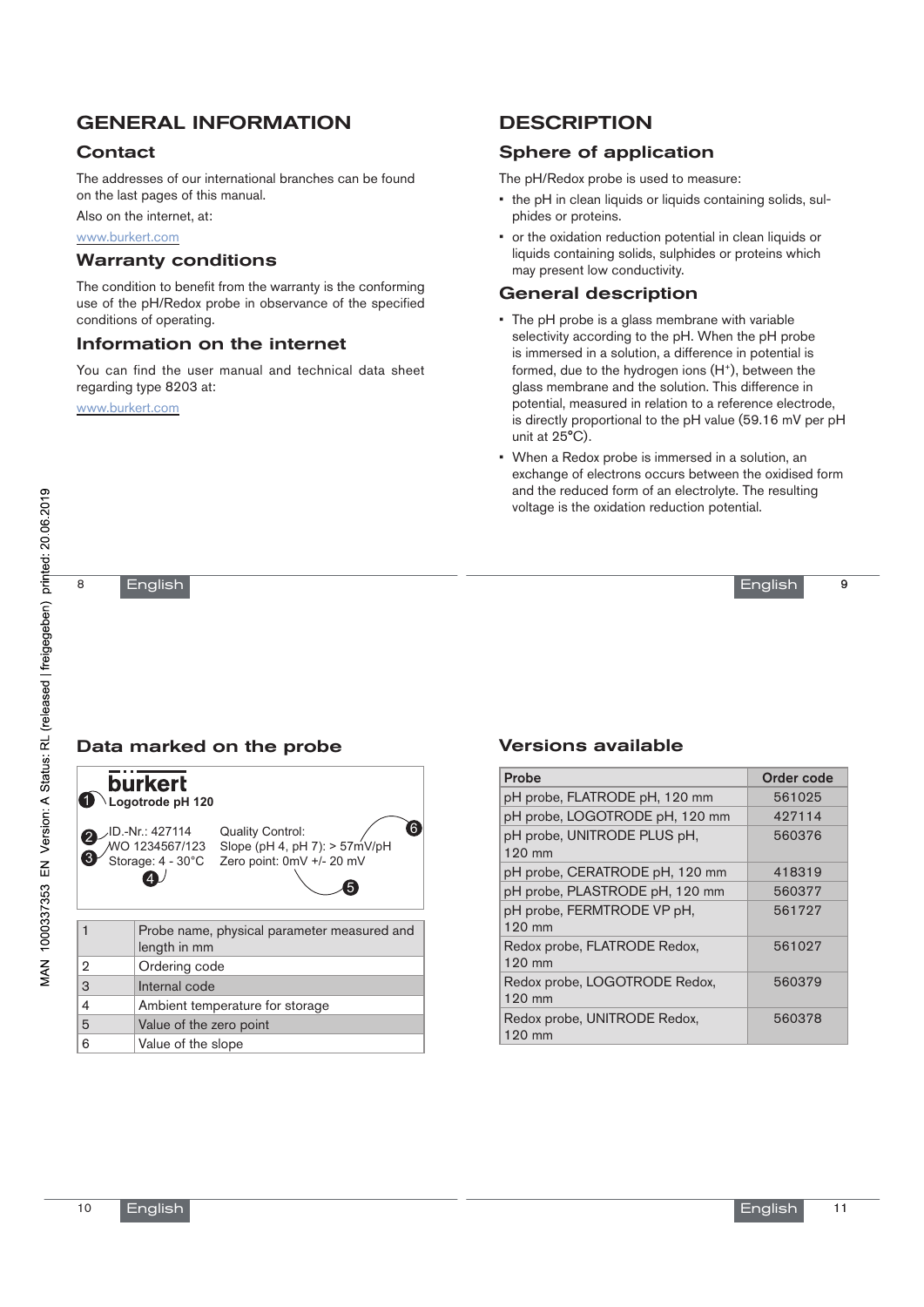# GENERAL INFORMATION

## Contact

The addresses of our international branches can be found on the last pages of this manual.

Also on the internet, at:

www.burkert.com

## Warranty conditions

The condition to benefit from the warranty is the conforming use of the pH/Redox probe in observance of the specified conditions of operating.

## Information on the internet

You can find the user manual and technical data sheet regarding type 8203 at:

www.burkert.com

# DESCRIPTION

## Sphere of application

The pH/Redox probe is used to measure:

- the pH in clean liquids or liquids containing solids, sulphides or proteins.
- or the oxidation reduction potential in clean liquids or liquids containing solids, sulphides or proteins which may present low conductivity.

## General description

- The pH probe is a glass membrane with variable selectivity according to the pH. When the pH probe is immersed in a solution, a difference in potential is formed, due to the hydrogen ions ($H^+$), between the glass membrane and the solution. This difference in potential, measured in relation to a reference electrode, is directly proportional to the pH value (59.16 mV per pH unit at 25°C).
- When a Redox probe is immersed in a solution, an exchange of electrons occurs between the oxidised form and the reduced form of an electrolyte. The resulting voltage is the oxidation reduction potential.

## Data marked on the probe

bürkert
(1) Logotrode pH 120
(2) ID.-Nr.: 427114
(3) WO 1234567/123
Storage: 4 - 30°C (4)
Quality Control:
Slope (pH 4, pH 7): > 57mV/pH (6)
Zero point: 0mV +/- 20 mV (5)

| | |
|---|---|
| 1 | Probe name, physical parameter measured and length in mm |
| 2 | Ordering code |
| 3 | Internal code |
| 4 | Ambient temperature for storage |
| 5 | Value of the zero point |
| 6 | Value of the slope |

## Versions available

| Probe | Order code |
|---|---|
| pH probe, FLATRODE pH, 120 mm | 561025 |
| pH probe, LOGOTRODE pH, 120 mm | 427114 |
| pH probe, UNITRODE PLUS pH, 120 mm | 560376 |
| pH probe, CERATRODE pH, 120 mm | 418319 |
| pH probe, PLASTRODE pH, 120 mm | 560377 |
| pH probe, FERMTRODE VP pH, 120 mm | 561727 |
| Redox probe, FLATRODE Redox, 120 mm | 561027 |
| Redox probe, LOGOTRODE Redox, 120 mm | 560379 |
| Redox probe, UNITRODE Redox, 120 mm | 560378 |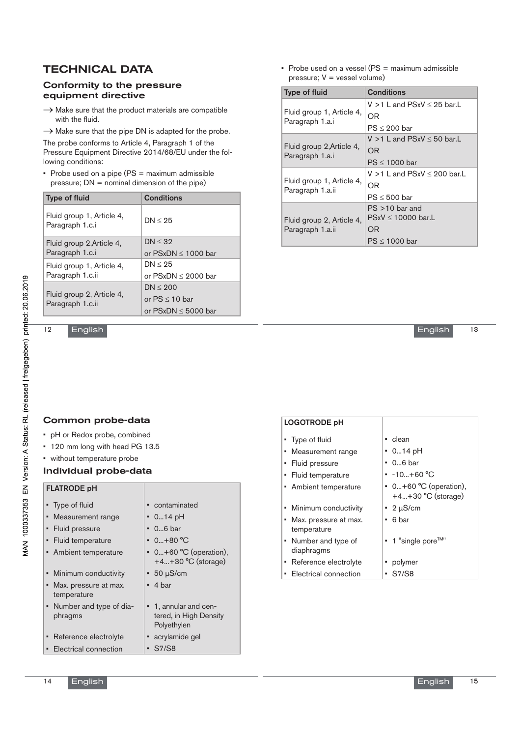# TECHNICAL DATA

## Conformity to the pressure equipment directive

→ Make sure that the product materials are compatible with the fluid.

→ Make sure that the pipe DN is adapted for the probe.

The probe conforms to Article 4, Paragraph 1 of the Pressure Equipment Directive 2014/68/EU under the following conditions:

- Probe used on a pipe (PS = maximum admissible pressure; DN = nominal dimension of the pipe)

| Type of fluid | Conditions |
|---|---|
| Fluid group 1, Article 4, Paragraph 1.c.i | DN ≤ 25 |
| Fluid group 2,Article 4, Paragraph 1.c.i | DN ≤ 32<br>or PSxDN ≤ 1000 bar |
| Fluid group 1, Article 4, Paragraph 1.c.ii | DN ≤ 25<br>or PSxDN ≤ 2000 bar |
| Fluid group 2, Article 4, Paragraph 1.c.ii | DN ≤ 200<br>or PS ≤ 10 bar<br>or PSxDN ≤ 5000 bar |

- Probe used on a vessel (PS = maximum admissible pressure; V = vessel volume)

| Type of fluid | Conditions |
|---|---|
| Fluid group 1, Article 4, Paragraph 1.a.i | V >1 L and PSxV ≤ 25 bar.L<br>OR<br>PS ≤ 200 bar |
| Fluid group 2,Article 4, Paragraph 1.a.i | V >1 L and PSxV ≤ 50 bar.L<br>OR<br>PS ≤ 1000 bar |
| Fluid group 1, Article 4, Paragraph 1.a.ii | V >1 L and PSxV ≤ 200 bar.L<br>OR<br>PS ≤ 500 bar |
| Fluid group 2, Article 4, Paragraph 1.a.ii | PS >10 bar and PSxV ≤ 10000 bar.L<br>OR<br>PS ≤ 1000 bar |

## Common probe-data

- pH or Redox probe, combined
- 120 mm long with head PG 13.5
- without temperature probe

## Individual probe-data

| FLATRODE pH | |
|---|---|
| Type of fluid | contaminated |
| Measurement range | 0...14 pH |
| Fluid pressure | 0...6 bar |
| Fluid temperature | 0...+80 °C |
| Ambient temperature | 0...+60 °C (operation), +4...+30 °C (storage) |
| Minimum conductivity | 50 µS/cm |
| Max. pressure at max. temperature | 4 bar |
| Number and type of diaphragms | 1, annular and centered, in High Density Polyethylen |
| Reference electrolyte | acrylamide gel |
| Electrical connection | S7/S8 |

| LOGOTRODE pH | |
|---|---|
| Type of fluid | clean |
| Measurement range | 0...14 pH |
| Fluid pressure | 0...6 bar |
| Fluid temperature | -10...+60 °C |
| Ambient temperature | 0...+60 °C (operation), +4...+30 °C (storage) |
| Minimum conductivity | 2 µS/cm |
| Max. pressure at max. temperature | 6 bar |
| Number and type of diaphragms | 1 "single pore™" |
| Reference electrolyte | polymer |
| Electrical connection | S7/S8 |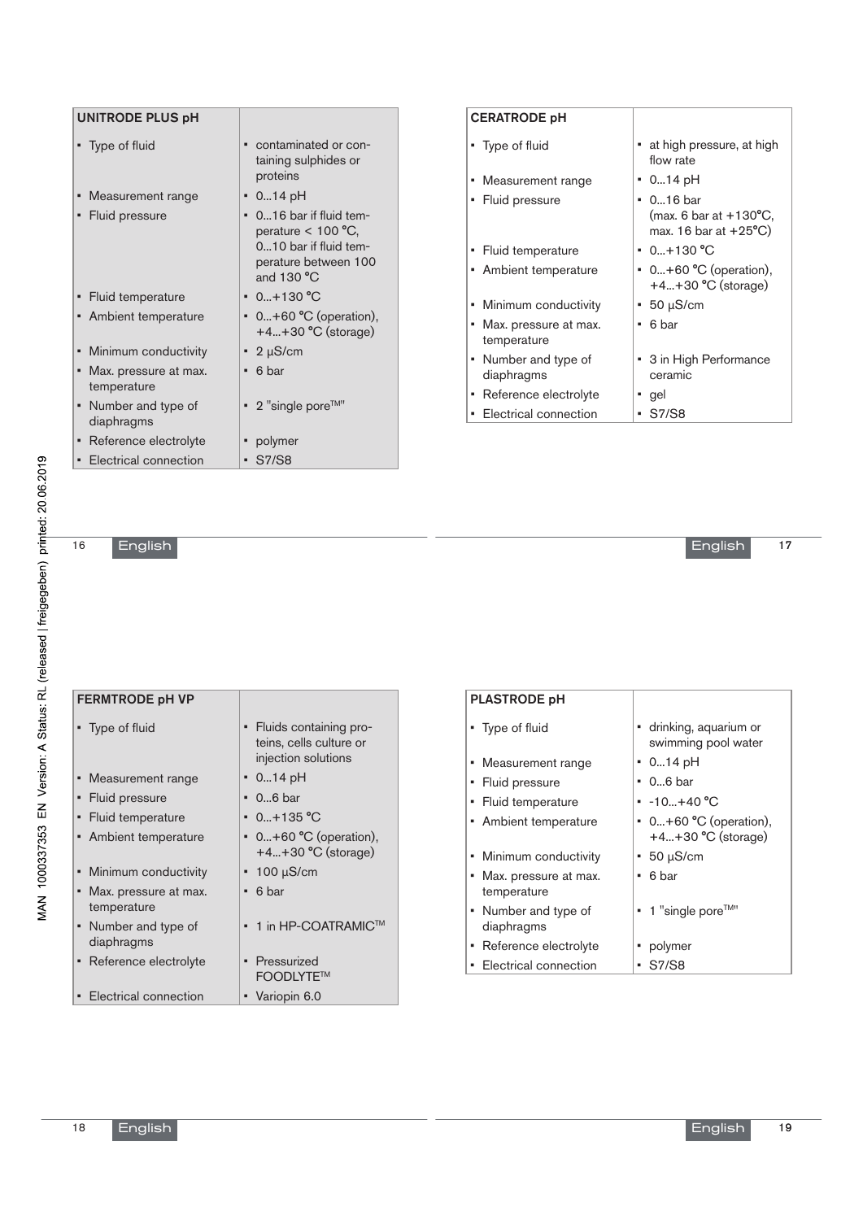| UNITRODE PLUS pH | |
|---|---|
| • Type of fluid | • contaminated or containing sulphides or proteins |
| • Measurement range | • 0...14 pH |
| • Fluid pressure | • 0...16 bar if fluid temperature < 100 °C, 0...10 bar if fluid temperature between 100 and 130 °C |
| • Fluid temperature | • 0...+130 °C |
| • Ambient temperature | • 0...+60 °C (operation), +4...+30 °C (storage) |
| • Minimum conductivity | • 2 µS/cm |
| • Max. pressure at max. temperature | • 6 bar |
| • Number and type of diaphragms | • 2 "single pore™" |
| • Reference electrolyte | • polymer |
| • Electrical connection | • S7/S8 |

| CERATRODE pH | |
|---|---|
| • Type of fluid | • at high pressure, at high flow rate |
| • Measurement range | • 0...14 pH |
| • Fluid pressure | • 0...16 bar (max. 6 bar at +130°C, max. 16 bar at +25°C) |
| • Fluid temperature | • 0...+130 °C |
| • Ambient temperature | • 0...+60 °C (operation), +4...+30 °C (storage) |
| • Minimum conductivity | • 50 µS/cm |
| • Max. pressure at max. temperature | • 6 bar |
| • Number and type of diaphragms | • 3 in High Performance ceramic |
| • Reference electrolyte | • gel |
| • Electrical connection | • S7/S8 |

| FERMTRODE pH VP | |
|---|---|
| • Type of fluid | • Fluids containing proteins, cells culture or injection solutions |
| • Measurement range | • 0...14 pH |
| • Fluid pressure | • 0...6 bar |
| • Fluid temperature | • 0...+135 °C |
| • Ambient temperature | • 0...+60 °C (operation), +4...+30 °C (storage) |
| • Minimum conductivity | • 100 µS/cm |
| • Max. pressure at max. temperature | • 6 bar |
| • Number and type of diaphragms | • 1 in HP-COATRAMIC™ |
| • Reference electrolyte | • Pressurized FOODLYTE™ |
| • Electrical connection | • Variopin 6.0 |

| PLASTRODE pH | |
|---|---|
| • Type of fluid | • drinking, aquarium or swimming pool water |
| • Measurement range | • 0...14 pH |
| • Fluid pressure | • 0...6 bar |
| • Fluid temperature | • -10...+40 °C |
| • Ambient temperature | • 0...+60 °C (operation), +4...+30 °C (storage) |
| • Minimum conductivity | • 50 µS/cm |
| • Max. pressure at max. temperature | • 6 bar |
| • Number and type of diaphragms | • 1 "single pore™" |
| • Reference electrolyte | • polymer |
| • Electrical connection | • S7/S8 |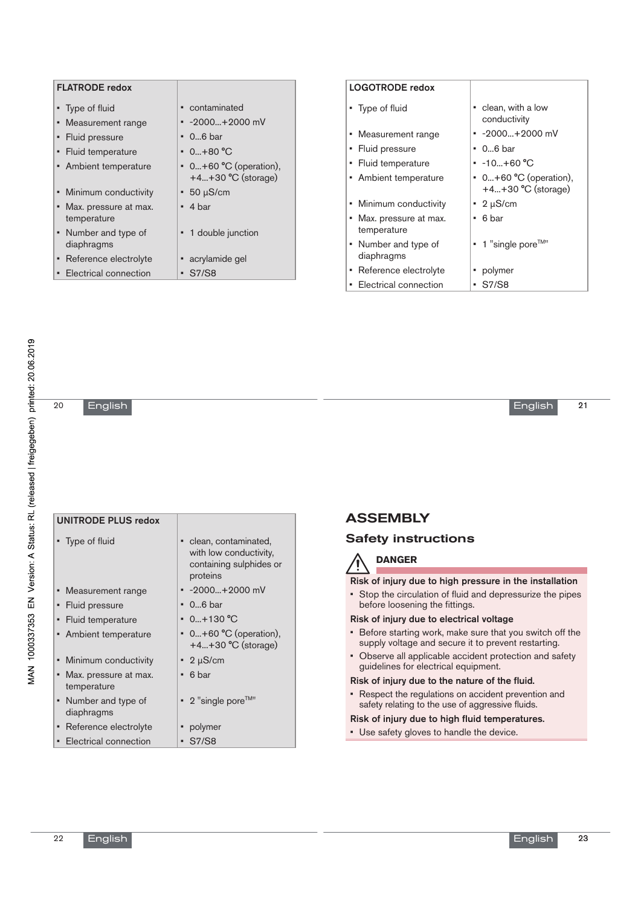| FLATRODE redox | |
|---|---|
| Type of fluid | contaminated |
| Measurement range | -2000...+2000 mV |
| Fluid pressure | 0...6 bar |
| Fluid temperature | 0...+80 °C |
| Ambient temperature | 0...+60 °C (operation), +4...+30 °C (storage) |
| Minimum conductivity | 50 µS/cm |
| Max. pressure at max. temperature | 4 bar |
| Number and type of diaphragms | 1 double junction |
| Reference electrolyte | acrylamide gel |
| Electrical connection | S7/S8 |

| LOGOTRODE redox | |
|---|---|
| Type of fluid | clean, with a low conductivity |
| Measurement range | -2000...+2000 mV |
| Fluid pressure | 0...6 bar |
| Fluid temperature | -10...+60 °C |
| Ambient temperature | 0...+60 °C (operation), +4...+30 °C (storage) |
| Minimum conductivity | 2 µS/cm |
| Max. pressure at max. temperature | 6 bar |
| Number and type of diaphragms | 1 "single pore™" |
| Reference electrolyte | polymer |
| Electrical connection | S7/S8 |

| UNITRODE PLUS redox | |
|---|---|
| Type of fluid | clean, contaminated, with low conductivity, containing sulphides or proteins |
| Measurement range | -2000...+2000 mV |
| Fluid pressure | 0...6 bar |
| Fluid temperature | 0...+130 °C |
| Ambient temperature | 0...+60 °C (operation), +4...+30 °C (storage) |
| Minimum conductivity | 2 µS/cm |
| Max. pressure at max. temperature | 6 bar |
| Number and type of diaphragms | 2 "single pore™" |
| Reference electrolyte | polymer |
| Electrical connection | S7/S8 |

# ASSEMBLY

## Safety instructions

**DANGER**

**Risk of injury due to high pressure in the installation**

- Stop the circulation of fluid and depressurize the pipes before loosening the fittings.

**Risk of injury due to electrical voltage**

- Before starting work, make sure that you switch off the supply voltage and secure it to prevent restarting.
- Observe all applicable accident protection and safety guidelines for electrical equipment.

**Risk of injury due to the nature of the fluid.**

- Respect the regulations on accident prevention and safety relating to the use of aggressive fluids.

**Risk of injury due to high fluid temperatures.**

- Use safety gloves to handle the device.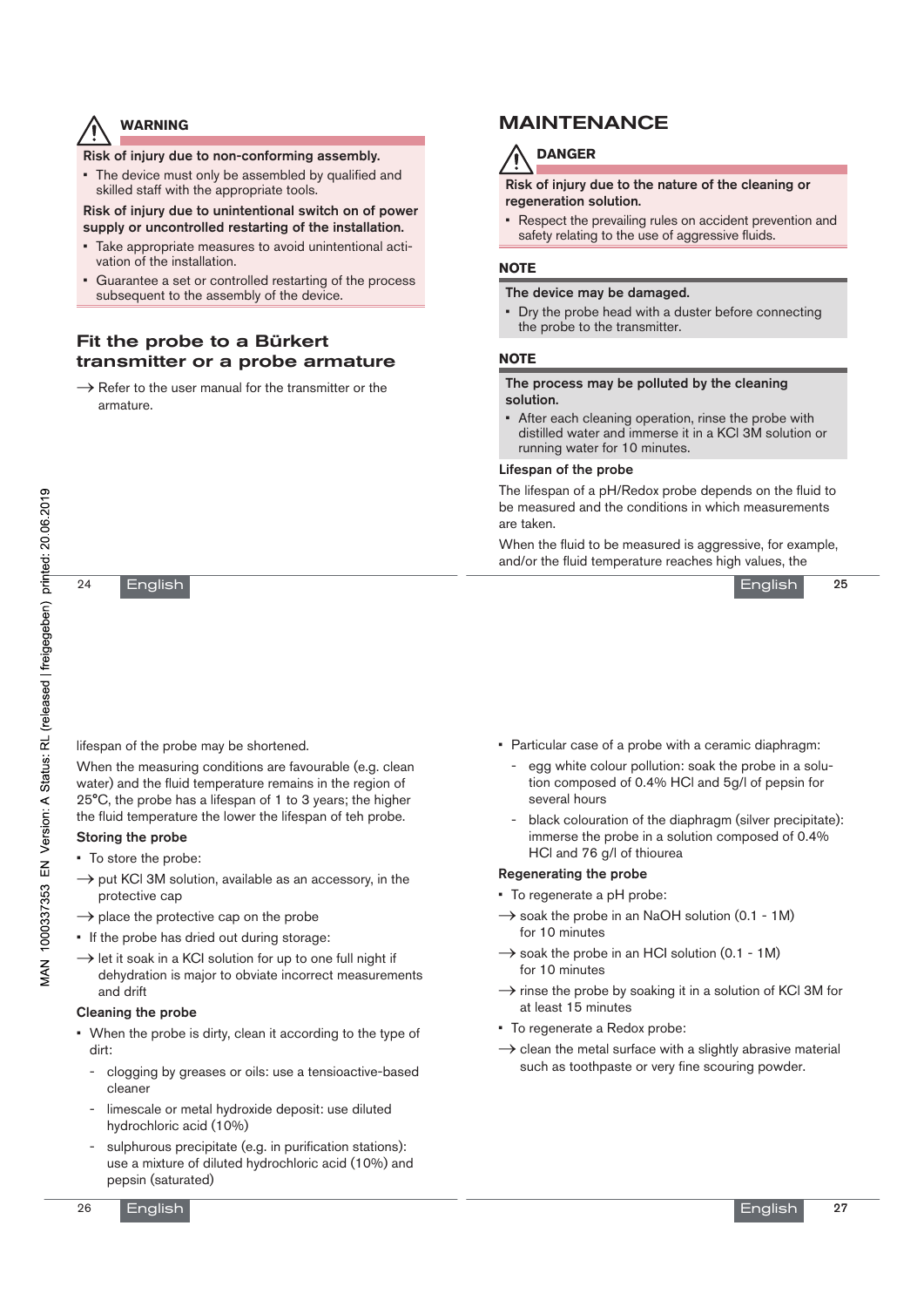> **⚠ WARNING**
>
> **Risk of injury due to non-conforming assembly.**
>
> - The device must only be assembled by qualified and skilled staff with the appropriate tools.
>
> **Risk of injury due to unintentional switch on of power supply or uncontrolled restarting of the installation.**
>
> - Take appropriate measures to avoid unintentional activation of the installation.
> - Guarantee a set or controlled restarting of the process subsequent to the assembly of the device.

## Fit the probe to a Bürkert transmitter or a probe armature

→ Refer to the user manual for the transmitter or the armature.

# MAINTENANCE

> **⚠ DANGER**
>
> **Risk of injury due to the nature of the cleaning or regeneration solution.**
>
> - Respect the prevailing rules on accident prevention and safety relating to the use of aggressive fluids.

> **NOTE**
>
> **The device may be damaged.**
>
> - Dry the probe head with a duster before connecting the probe to the transmitter.

> **NOTE**
>
> **The process may be polluted by the cleaning solution.**
>
> - After each cleaning operation, rinse the probe with distilled water and immerse it in a KCl 3M solution or running water for 10 minutes.

### Lifespan of the probe

The lifespan of a pH/Redox probe depends on the fluid to be measured and the conditions in which measurements are taken.

When the fluid to be measured is aggressive, for example, and/or the fluid temperature reaches high values, the lifespan of the probe may be shortened.

When the measuring conditions are favourable (e.g. clean water) and the fluid temperature remains in the region of 25°C, the probe has a lifespan of 1 to 3 years; the higher the fluid temperature the lower the lifespan of teh probe.

### Storing the probe

- To store the probe:

→ put KCl 3M solution, available as an accessory, in the protective cap

→ place the protective cap on the probe

- If the probe has dried out during storage:

→ let it soak in a KCl solution for up to one full night if dehydration is major to obviate incorrect measurements and drift

### Cleaning the probe

- When the probe is dirty, clean it according to the type of dirt:
  - clogging by greases or oils: use a tensioactive-based cleaner
  - limescale or metal hydroxide deposit: use diluted hydrochloric acid (10%)
  - sulphurous precipitate (e.g. in purification stations): use a mixture of diluted hydrochloric acid (10%) and pepsin (saturated)
- Particular case of a probe with a ceramic diaphragm:
  - egg white colour pollution: soak the probe in a solution composed of 0.4% HCl and 5g/l of pepsin for several hours
  - black colouration of the diaphragm (silver precipitate): immerse the probe in a solution composed of 0.4% HCl and 76 g/l of thiourea

### Regenerating the probe

- To regenerate a pH probe:

→ soak the probe in an NaOH solution (0.1 - 1M) for 10 minutes

→ soak the probe in an HCl solution (0.1 - 1M) for 10 minutes

→ rinse the probe by soaking it in a solution of KCl 3M for at least 15 minutes

- To regenerate a Redox probe:

→ clean the metal surface with a slightly abrasive material such as toothpaste or very fine scouring powder.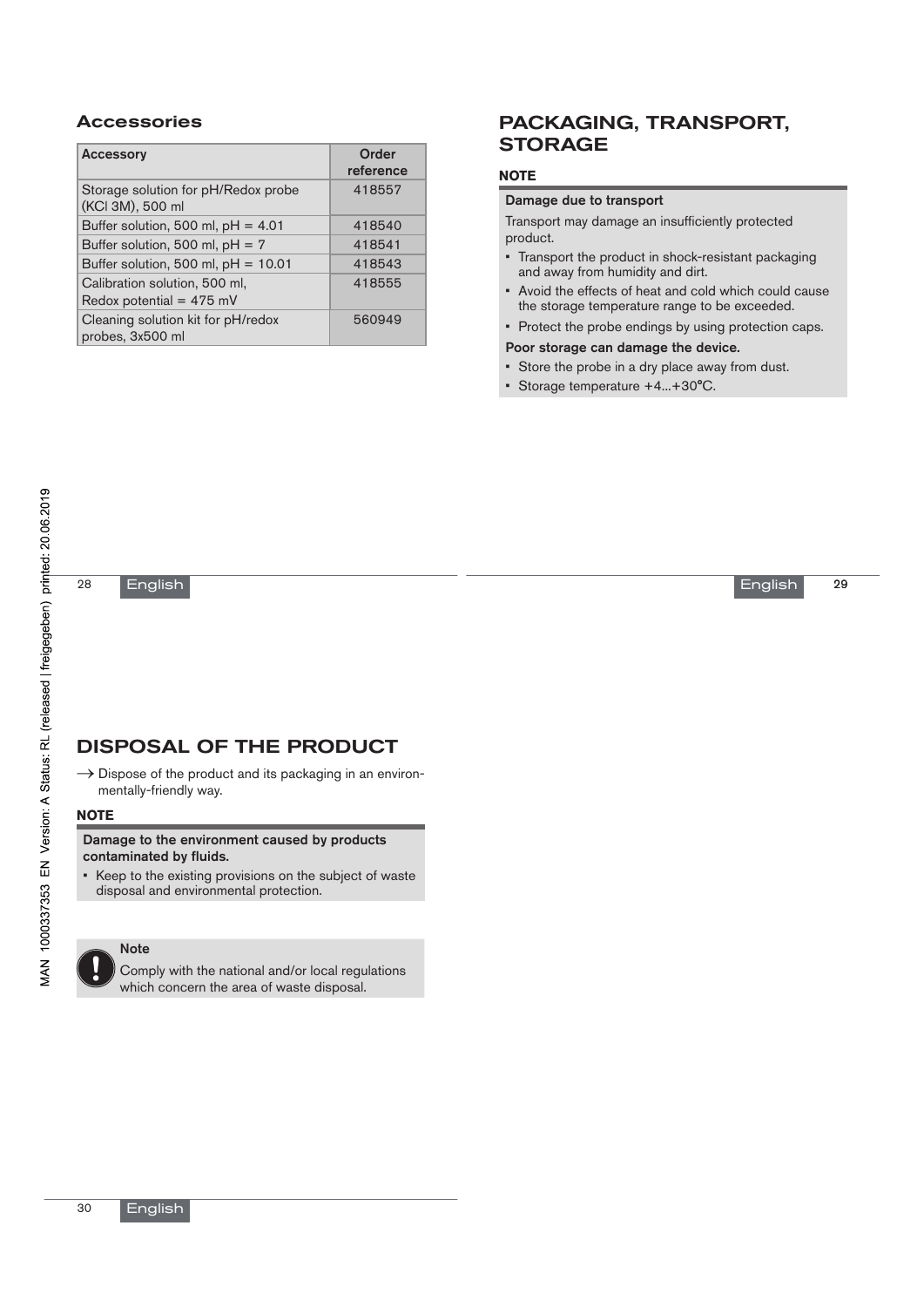### Accessories

| Accessory | Order reference |
|---|---|
| Storage solution for pH/Redox probe (KCl 3M), 500 ml | 418557 |
| Buffer solution, 500 ml, pH = 4.01 | 418540 |
| Buffer solution, 500 ml, pH = 7 | 418541 |
| Buffer solution, 500 ml, pH = 10.01 | 418543 |
| Calibration solution, 500 ml, Redox potential = 475 mV | 418555 |
| Cleaning solution kit for pH/redox probes, 3x500 ml | 560949 |

## PACKAGING, TRANSPORT, STORAGE

**NOTE**

**Damage due to transport**

Transport may damage an insufficiently protected product.

- Transport the product in shock-resistant packaging and away from humidity and dirt.
- Avoid the effects of heat and cold which could cause the storage temperature range to be exceeded.
- Protect the probe endings by using protection caps.

**Poor storage can damage the device.**

- Store the probe in a dry place away from dust.
- Storage temperature +4...+30°C.

## DISPOSAL OF THE PRODUCT

→ Dispose of the product and its packaging in an environmentally-friendly way.

**NOTE**

**Damage to the environment caused by products contaminated by fluids.**

- Keep to the existing provisions on the subject of waste disposal and environmental protection.

**Note**

Comply with the national and/or local regulations which concern the area of waste disposal.